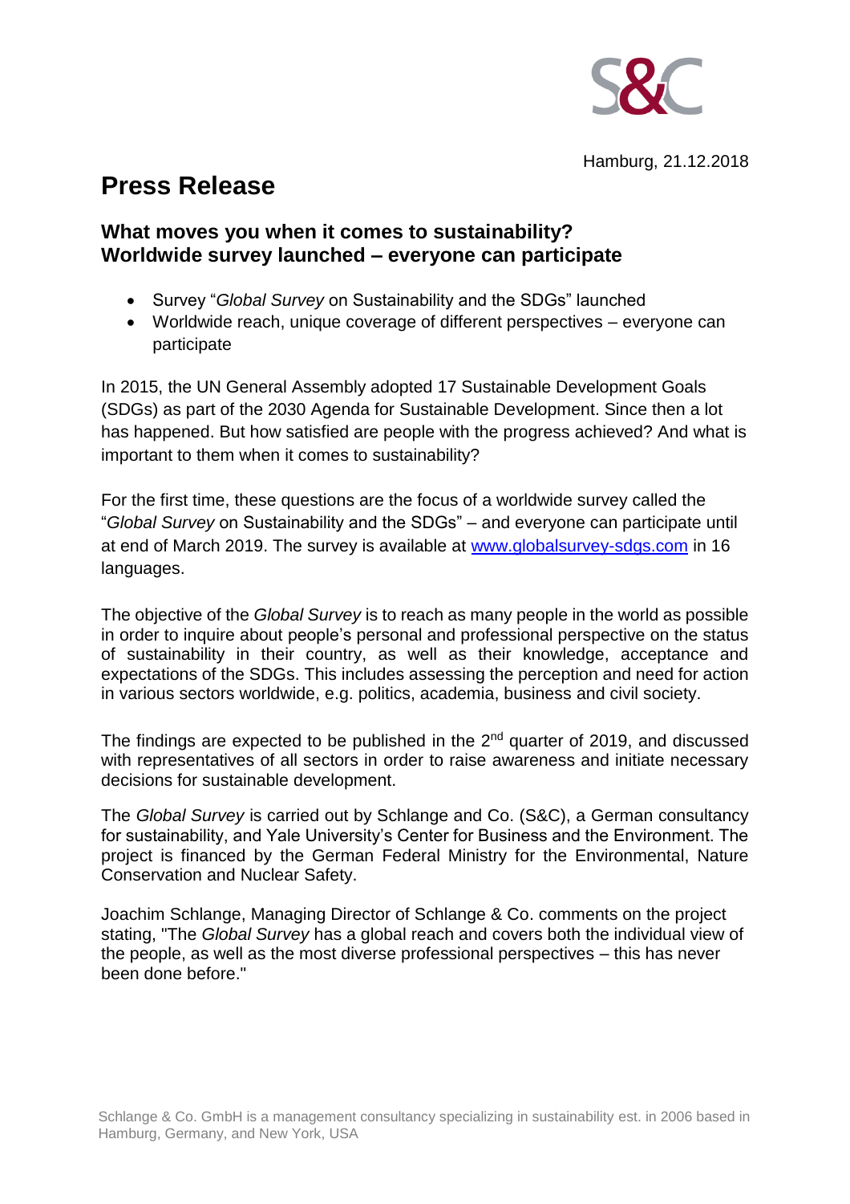S&C

Hamburg, 21.12.2018

# Press Release

## What moves you when it comes to sustainability? Worldwide survey launched – everyone can participate

- Survey "*Global Survey* on Sustainability and the SDGs" launched
- Worldwide reach, unique coverage of different perspectives – everyone can participate

In 2015, the UN General Assembly adopted 17 Sustainable Development Goals (SDGs) as part of the 2030 Agenda for Sustainable Development. Since then a lot has happened. But how satisfied are people with the progress achieved? And what is important to them when it comes to sustainability?

For the first time, these questions are the focus of a worldwide survey called the "*Global Survey* on Sustainability and the SDGs" – and everyone can participate until at end of March 2019. The survey is available at www.globalsurvey-sdgs.com in 16 languages.

The objective of the *Global Survey* is to reach as many people in the world as possible in order to inquire about people's personal and professional perspective on the status of sustainability in their country, as well as their knowledge, acceptance and expectations of the SDGs. This includes assessing the perception and need for action in various sectors worldwide, e.g. politics, academia, business and civil society.

The findings are expected to be published in the 2nd quarter of 2019, and discussed with representatives of all sectors in order to raise awareness and initiate necessary decisions for sustainable development.

The *Global Survey* is carried out by Schlange and Co. (S&C), a German consultancy for sustainability, and Yale University's Center for Business and the Environment. The project is financed by the German Federal Ministry for the Environmental, Nature Conservation and Nuclear Safety.

Joachim Schlange, Managing Director of Schlange & Co. comments on the project stating, "The *Global Survey* has a global reach and covers both the individual view of the people, as well as the most diverse professional perspectives – this has never been done before."

Schlange & Co. GmbH is a management consultancy specializing in sustainability est. in 2006 based in Hamburg, Germany, and New York, USA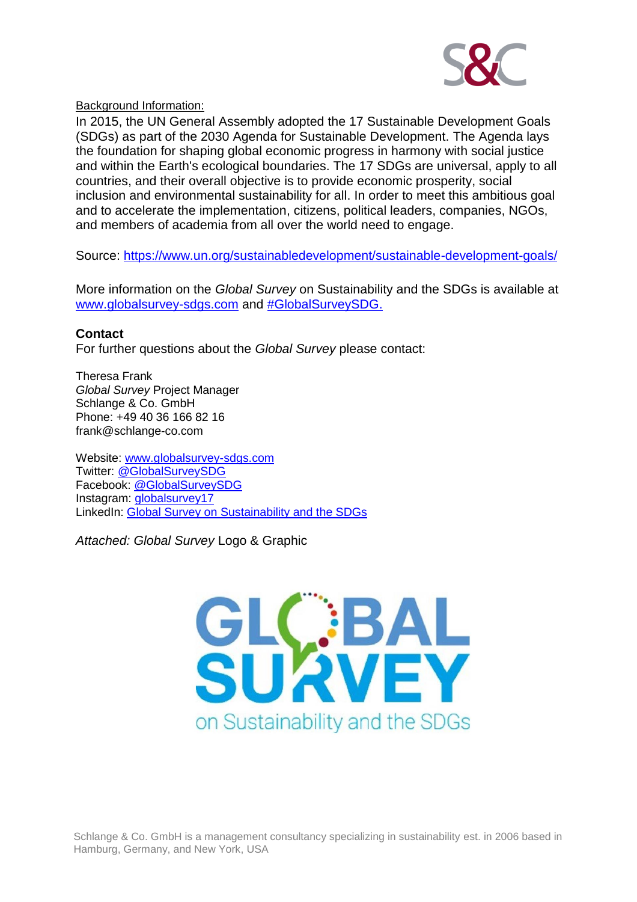Background Information:

In 2015, the UN General Assembly adopted the 17 Sustainable Development Goals (SDGs) as part of the 2030 Agenda for Sustainable Development. The Agenda lays the foundation for shaping global economic progress in harmony with social justice and within the Earth's ecological boundaries. The 17 SDGs are universal, apply to all countries, and their overall objective is to provide economic prosperity, social inclusion and environmental sustainability for all. In order to meet this ambitious goal and to accelerate the implementation, citizens, political leaders, companies, NGOs, and members of academia from all over the world need to engage.

Source: https://www.un.org/sustainabledevelopment/sustainable-development-goals/

More information on the *Global Survey* on Sustainability and the SDGs is available at www.globalsurvey-sdgs.com and #GlobalSurveySDG.

**Contact**

For further questions about the *Global Survey* please contact:

Theresa Frank
*Global Survey* Project Manager
Schlange & Co. GmbH
Phone: +49 40 36 166 82 16
frank@schlange-co.com

Website: www.globalsurvey-sdgs.com
Twitter: @GlobalSurveySDG
Facebook: @GlobalSurveySDG
Instagram: globalsurvey17
LinkedIn: Global Survey on Sustainability and the SDGs

*Attached: Global Survey* Logo & Graphic

GLOBAL SURVEY
on Sustainability and the SDGs

Schlange & Co. GmbH is a management consultancy specializing in sustainability est. in 2006 based in Hamburg, Germany, and New York, USA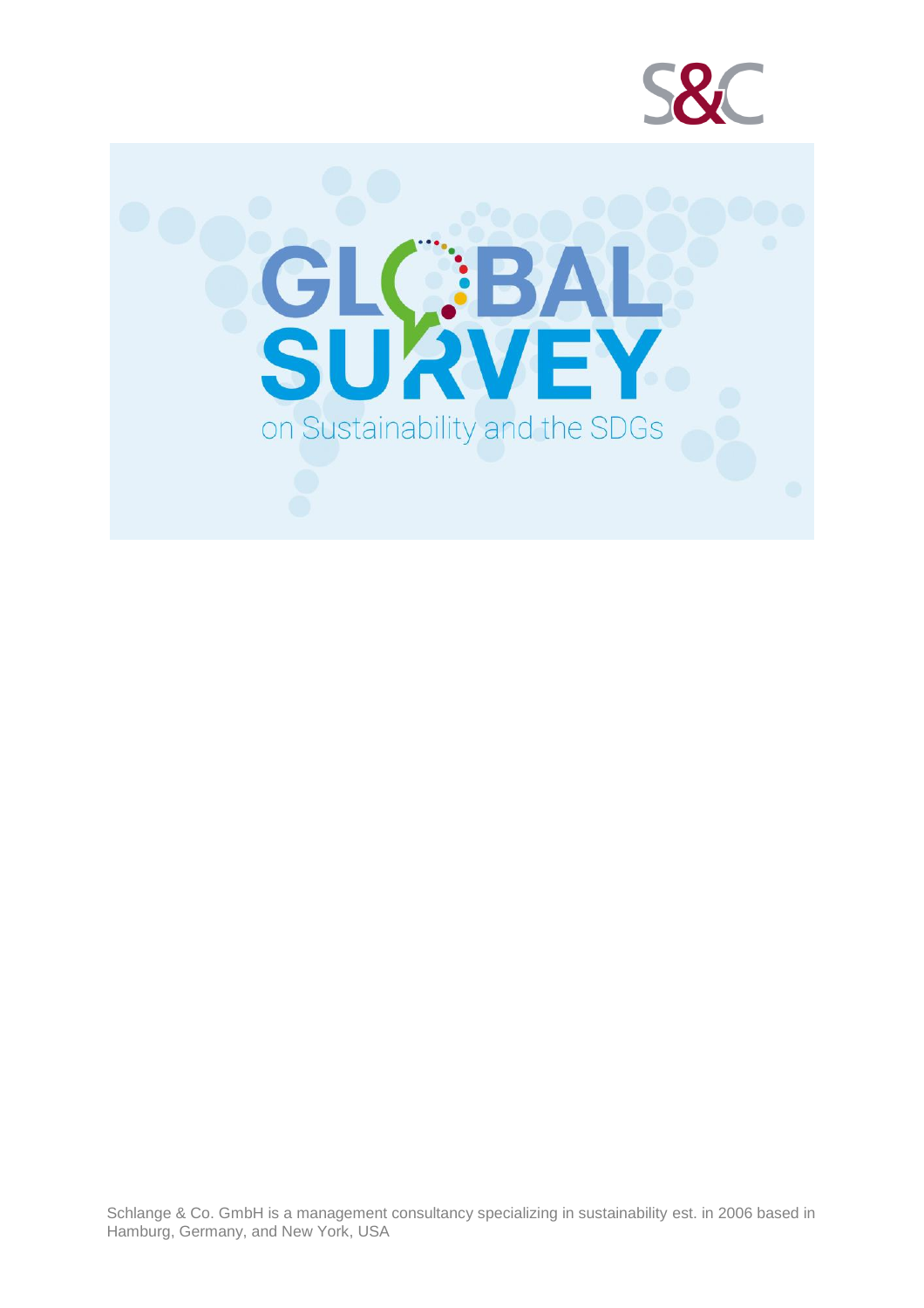S&C

# GLOBAL SURVEY

on Sustainability and the SDGs

Schlange & Co. GmbH is a management consultancy specializing in sustainability est. in 2006 based in Hamburg, Germany, and New York, USA